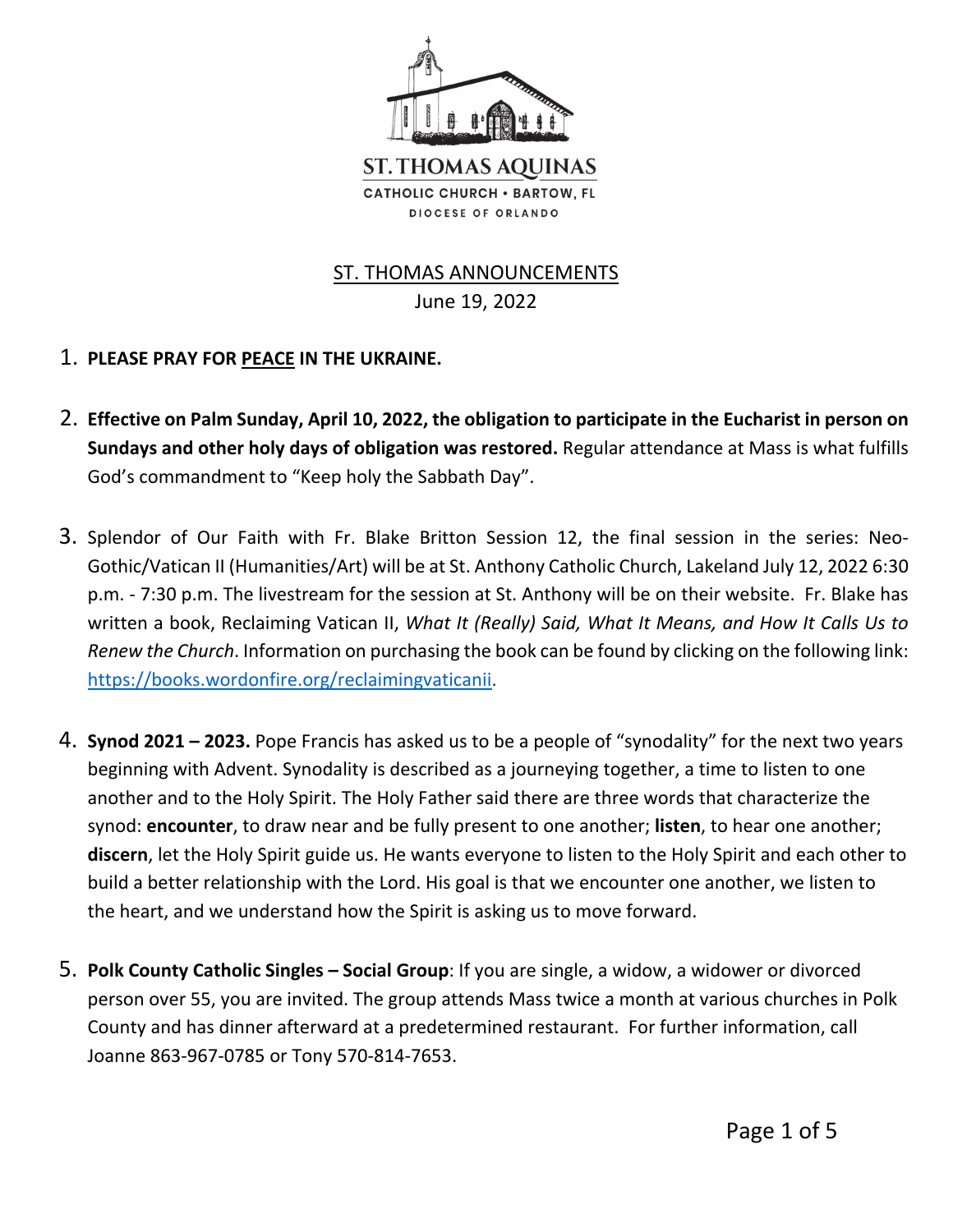ST. THOMAS AQUINAS

CATHOLIC CHURCH • BARTOW, FL

DIOCESE OF ORLANDO

## ST. THOMAS ANNOUNCEMENTS

June 19, 2022

1. **PLEASE PRAY FOR PEACE IN THE UKRAINE.**

2. **Effective on Palm Sunday, April 10, 2022, the obligation to participate in the Eucharist in person on Sundays and other holy days of obligation was restored.** Regular attendance at Mass is what fulfills God's commandment to "Keep holy the Sabbath Day".

3. Splendor of Our Faith with Fr. Blake Britton Session 12, the final session in the series: Neo-Gothic/Vatican II (Humanities/Art) will be at St. Anthony Catholic Church, Lakeland July 12, 2022 6:30 p.m. - 7:30 p.m. The livestream for the session at St. Anthony will be on their website. Fr. Blake has written a book, Reclaiming Vatican II, *What It (Really) Said, What It Means, and How It Calls Us to Renew the Church*. Information on purchasing the book can be found by clicking on the following link: https://books.wordonfire.org/reclaimingvaticanii.

4. **Synod 2021 – 2023.** Pope Francis has asked us to be a people of "synodality" for the next two years beginning with Advent. Synodality is described as a journeying together, a time to listen to one another and to the Holy Spirit. The Holy Father said there are three words that characterize the synod: **encounter**, to draw near and be fully present to one another; **listen**, to hear one another; **discern**, let the Holy Spirit guide us. He wants everyone to listen to the Holy Spirit and each other to build a better relationship with the Lord. His goal is that we encounter one another, we listen to the heart, and we understand how the Spirit is asking us to move forward.

5. **Polk County Catholic Singles – Social Group**: If you are single, a widow, a widower or divorced person over 55, you are invited. The group attends Mass twice a month at various churches in Polk County and has dinner afterward at a predetermined restaurant. For further information, call Joanne 863-967-0785 or Tony 570-814-7653.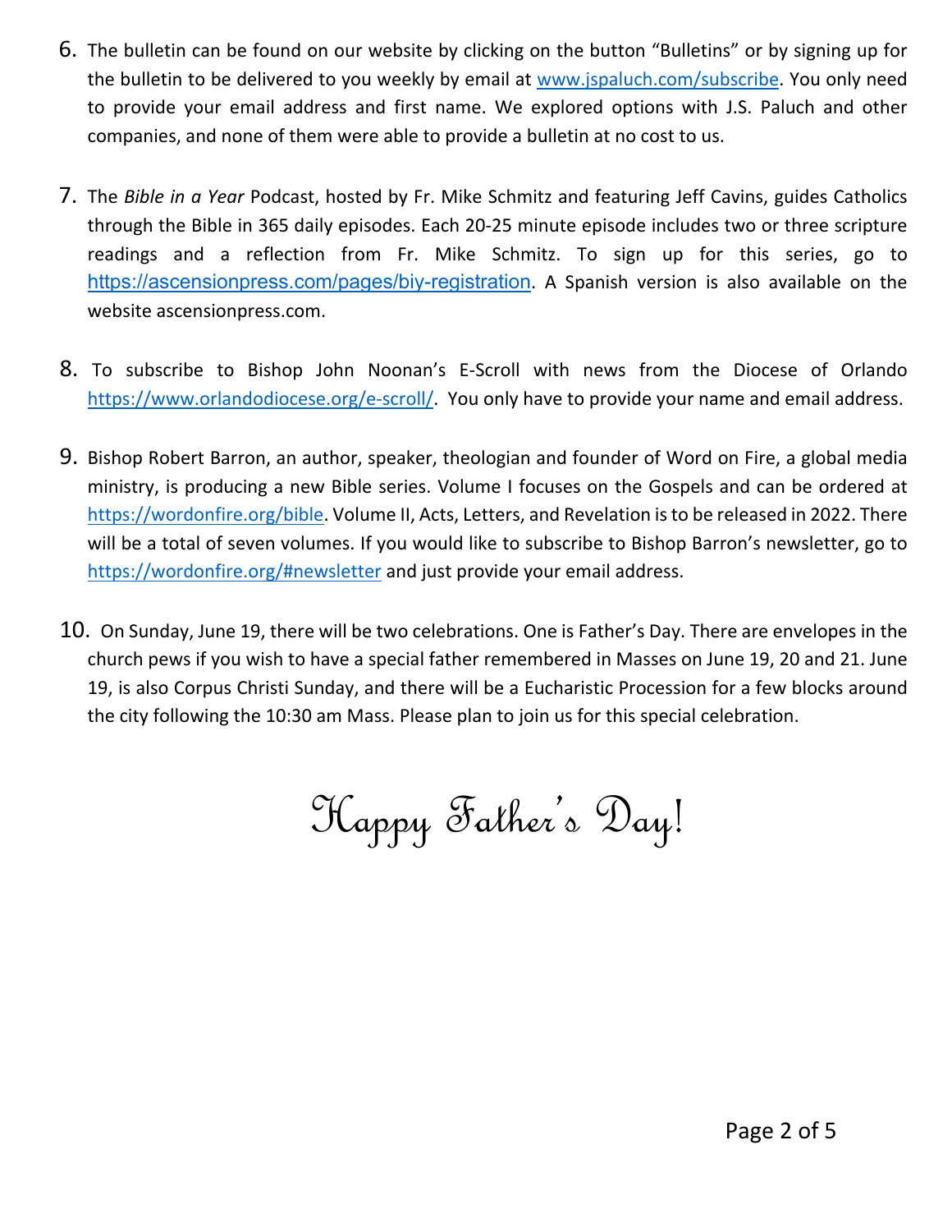6. The bulletin can be found on our website by clicking on the button “Bulletins” or by signing up for the bulletin to be delivered to you weekly by email at www.jspaluch.com/subscribe. You only need to provide your email address and first name. We explored options with J.S. Paluch and other companies, and none of them were able to provide a bulletin at no cost to us.

7. The *Bible in a Year* Podcast, hosted by Fr. Mike Schmitz and featuring Jeff Cavins, guides Catholics through the Bible in 365 daily episodes. Each 20-25 minute episode includes two or three scripture readings and a reflection from Fr. Mike Schmitz. To sign up for this series, go to https://ascensionpress.com/pages/biy-registration. A Spanish version is also available on the website ascensionpress.com.

8. To subscribe to Bishop John Noonan’s E-Scroll with news from the Diocese of Orlando https://www.orlandodiocese.org/e-scroll/. You only have to provide your name and email address.

9. Bishop Robert Barron, an author, speaker, theologian and founder of Word on Fire, a global media ministry, is producing a new Bible series. Volume I focuses on the Gospels and can be ordered at https://wordonfire.org/bible. Volume II, Acts, Letters, and Revelation is to be released in 2022. There will be a total of seven volumes. If you would like to subscribe to Bishop Barron’s newsletter, go to https://wordonfire.org/#newsletter and just provide your email address.

10. On Sunday, June 19, there will be two celebrations. One is Father’s Day. There are envelopes in the church pews if you wish to have a special father remembered in Masses on June 19, 20 and 21. June 19, is also Corpus Christi Sunday, and there will be a Eucharistic Procession for a few blocks around the city following the 10:30 am Mass. Please plan to join us for this special celebration.

Happy Father’s Day!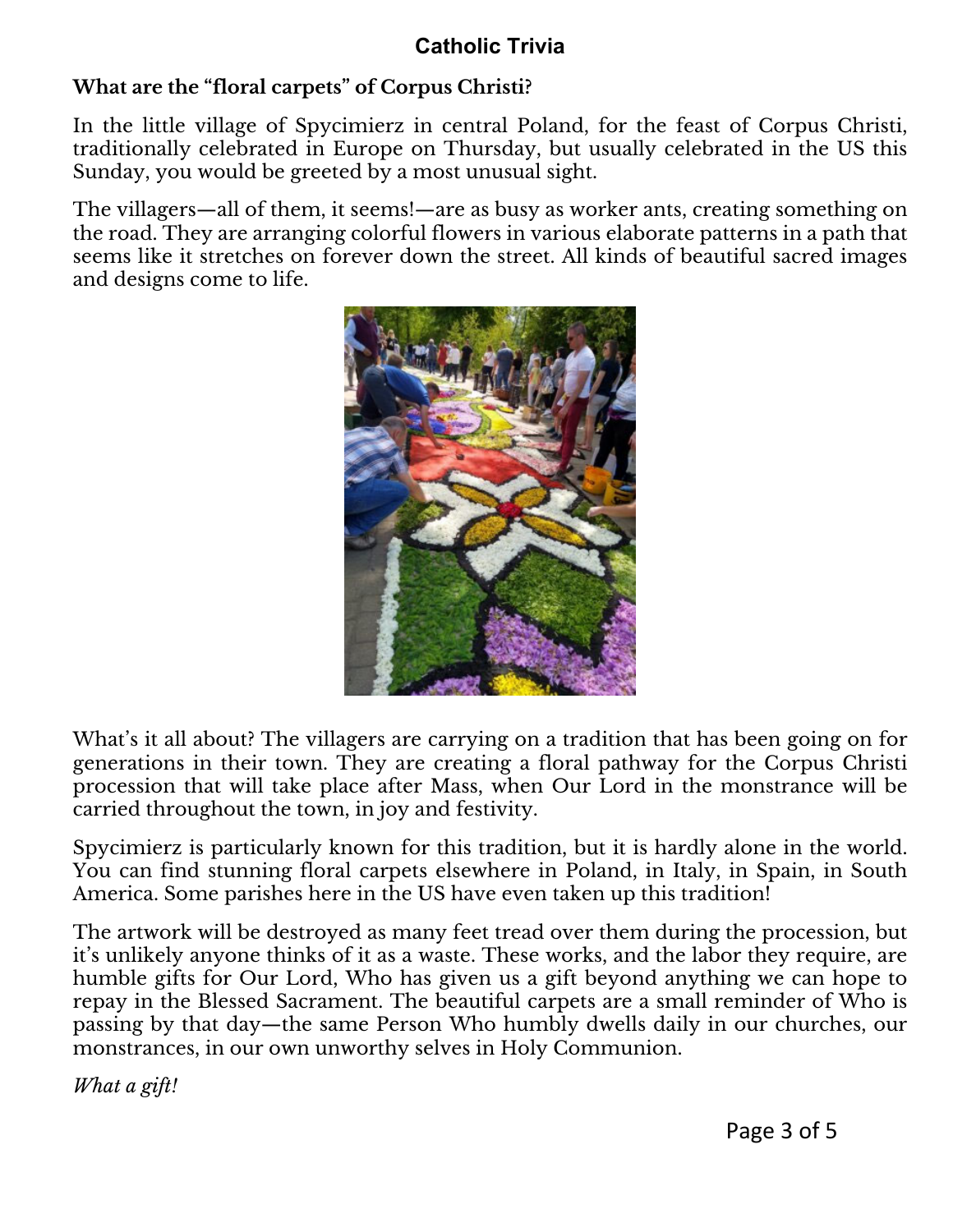## Catholic Trivia

**What are the "floral carpets" of Corpus Christi?**

In the little village of Spycimierz in central Poland, for the feast of Corpus Christi, traditionally celebrated in Europe on Thursday, but usually celebrated in the US this Sunday, you would be greeted by a most unusual sight.

The villagers—all of them, it seems!—are as busy as worker ants, creating something on the road. They are arranging colorful flowers in various elaborate patterns in a path that seems like it stretches on forever down the street. All kinds of beautiful sacred images and designs come to life.

What's it all about? The villagers are carrying on a tradition that has been going on for generations in their town. They are creating a floral pathway for the Corpus Christi procession that will take place after Mass, when Our Lord in the monstrance will be carried throughout the town, in joy and festivity.

Spycimierz is particularly known for this tradition, but it is hardly alone in the world. You can find stunning floral carpets elsewhere in Poland, in Italy, in Spain, in South America. Some parishes here in the US have even taken up this tradition!

The artwork will be destroyed as many feet tread over them during the procession, but it's unlikely anyone thinks of it as a waste. These works, and the labor they require, are humble gifts for Our Lord, Who has given us a gift beyond anything we can hope to repay in the Blessed Sacrament. The beautiful carpets are a small reminder of Who is passing by that day—the same Person Who humbly dwells daily in our churches, our monstrances, in our own unworthy selves in Holy Communion.

*What a gift!*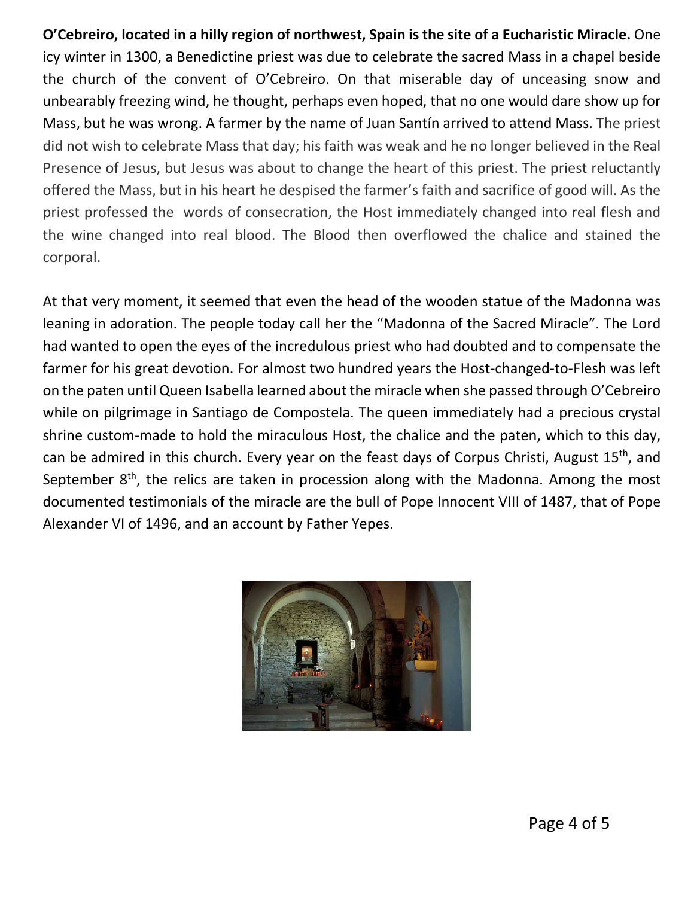**O'Cebreiro, located in a hilly region of northwest, Spain is the site of a Eucharistic Miracle.** One icy winter in 1300, a Benedictine priest was due to celebrate the sacred Mass in a chapel beside the church of the convent of O'Cebreiro. On that miserable day of unceasing snow and unbearably freezing wind, he thought, perhaps even hoped, that no one would dare show up for Mass, but he was wrong. A farmer by the name of Juan Santín arrived to attend Mass. The priest did not wish to celebrate Mass that day; his faith was weak and he no longer believed in the Real Presence of Jesus, but Jesus was about to change the heart of this priest. The priest reluctantly offered the Mass, but in his heart he despised the farmer's faith and sacrifice of good will. As the priest professed the words of consecration, the Host immediately changed into real flesh and the wine changed into real blood. The Blood then overflowed the chalice and stained the corporal.

At that very moment, it seemed that even the head of the wooden statue of the Madonna was leaning in adoration. The people today call her the "Madonna of the Sacred Miracle". The Lord had wanted to open the eyes of the incredulous priest who had doubted and to compensate the farmer for his great devotion. For almost two hundred years the Host-changed-to-Flesh was left on the paten until Queen Isabella learned about the miracle when she passed through O'Cebreiro while on pilgrimage in Santiago de Compostela. The queen immediately had a precious crystal shrine custom-made to hold the miraculous Host, the chalice and the paten, which to this day, can be admired in this church. Every year on the feast days of Corpus Christi, August 15th, and September 8th, the relics are taken in procession along with the Madonna. Among the most documented testimonials of the miracle are the bull of Pope Innocent VIII of 1487, that of Pope Alexander VI of 1496, and an account by Father Yepes.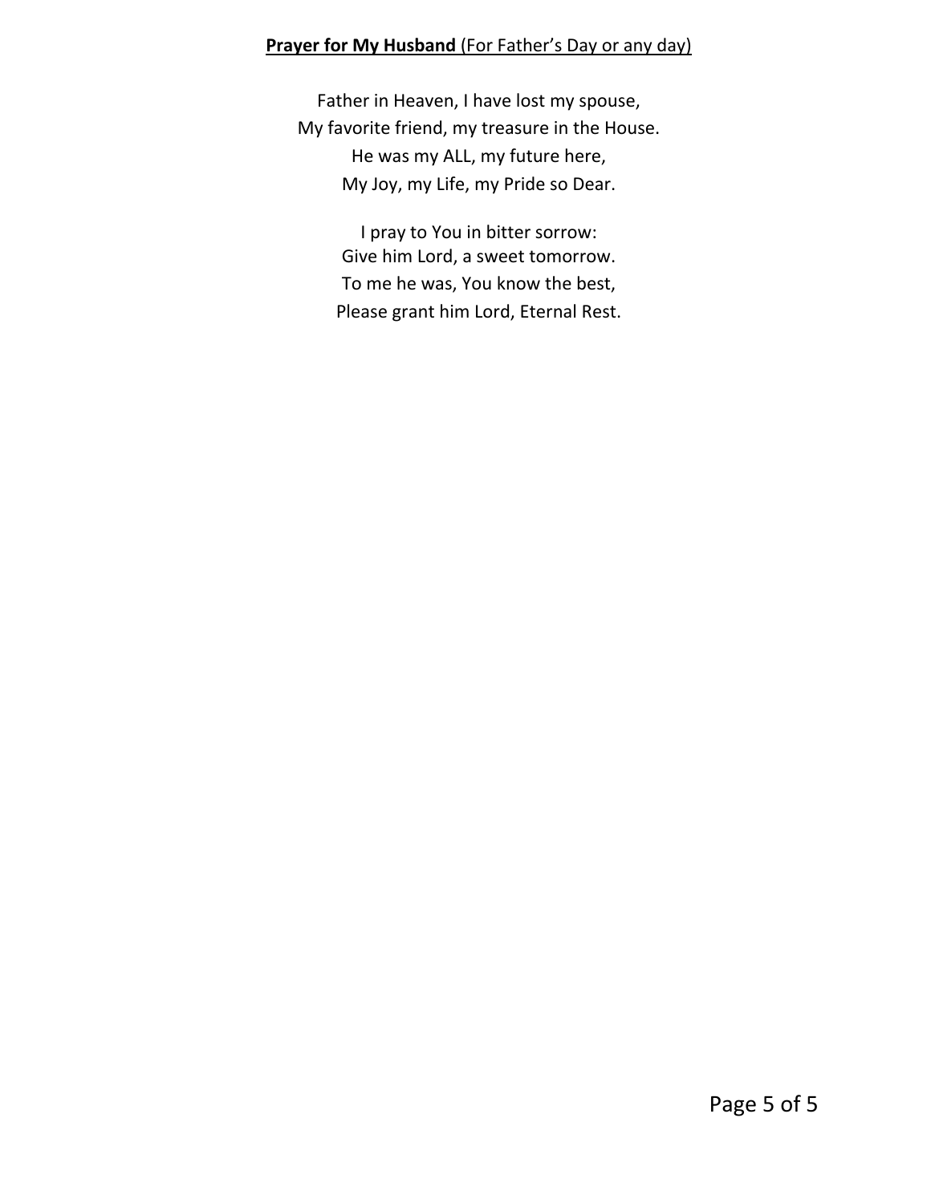**Prayer for My Husband** (For Father's Day or any day)

Father in Heaven, I have lost my spouse,
My favorite friend, my treasure in the House.
He was my ALL, my future here,
My Joy, my Life, my Pride so Dear.

I pray to You in bitter sorrow:
Give him Lord, a sweet tomorrow.
To me he was, You know the best,
Please grant him Lord, Eternal Rest.